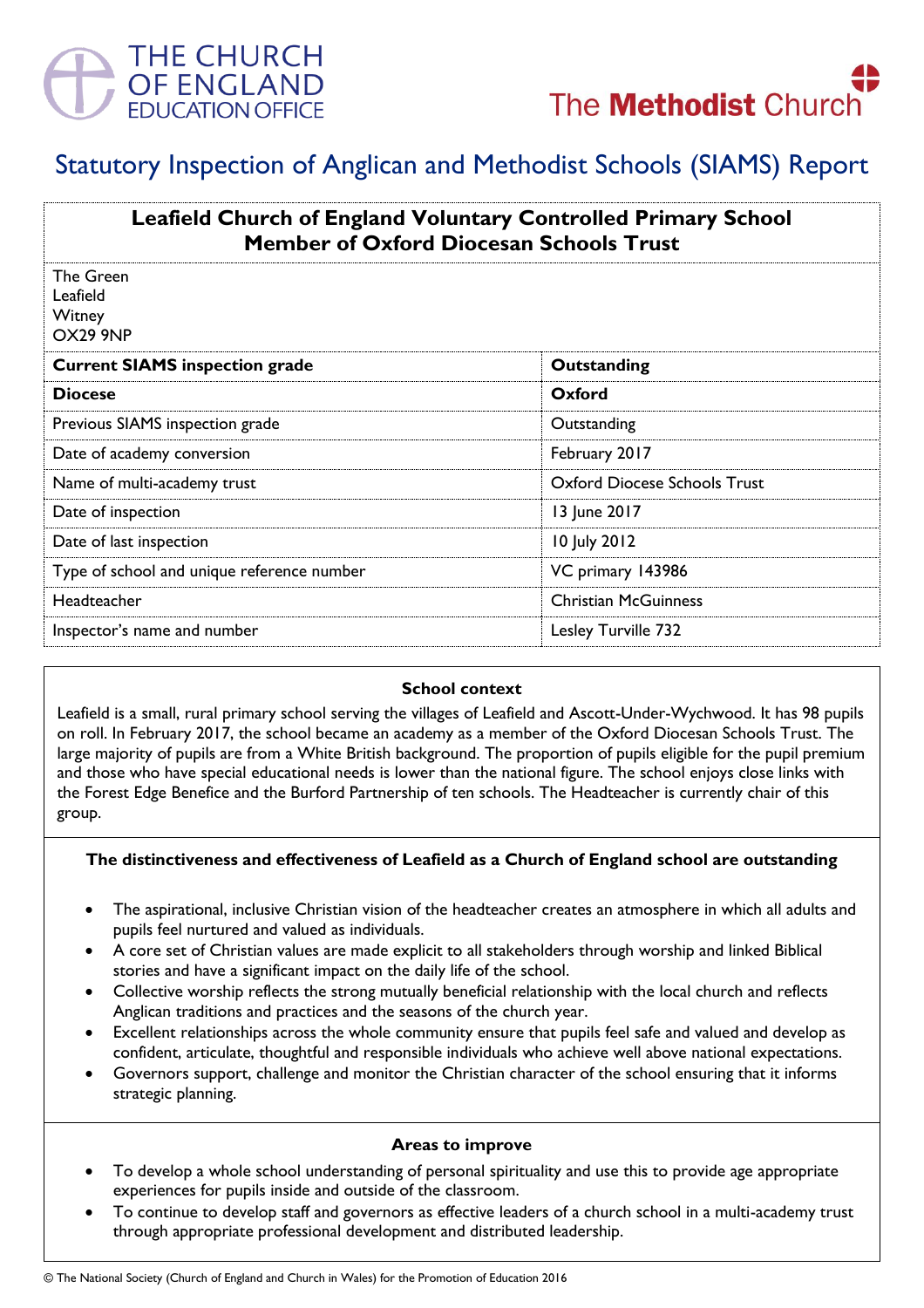THE CHURCH OF ENGLAND EDUCATION OFFICE

The Methodist Church

# Statutory Inspection of Anglican and Methodist Schools (SIAMS) Report

## Leafield Church of England Voluntary Controlled Primary School
## Member of Oxford Diocesan Schools Trust

The Green
Leafield
Witney
OX29 9NP

| **Current SIAMS inspection grade** | **Outstanding** |
|---|---|
| **Diocese** | **Oxford** |
| Previous SIAMS inspection grade | Outstanding |
| Date of academy conversion | February 2017 |
| Name of multi-academy trust | Oxford Diocese Schools Trust |
| Date of inspection | 13 June 2017 |
| Date of last inspection | 10 July 2012 |
| Type of school and unique reference number | VC primary 143986 |
| Headteacher | Christian McGuinness |
| Inspector's name and number | Lesley Turville 732 |

### School context

Leafield is a small, rural primary school serving the villages of Leafield and Ascott-Under-Wychwood. It has 98 pupils on roll. In February 2017, the school became an academy as a member of the Oxford Diocesan Schools Trust. The large majority of pupils are from a White British background. The proportion of pupils eligible for the pupil premium and those who have special educational needs is lower than the national figure. The school enjoys close links with the Forest Edge Benefice and the Burford Partnership of ten schools. The Headteacher is currently chair of this group.

### The distinctiveness and effectiveness of Leafield as a Church of England school are outstanding

- The aspirational, inclusive Christian vision of the headteacher creates an atmosphere in which all adults and pupils feel nurtured and valued as individuals.
- A core set of Christian values are made explicit to all stakeholders through worship and linked Biblical stories and have a significant impact on the daily life of the school.
- Collective worship reflects the strong mutually beneficial relationship with the local church and reflects Anglican traditions and practices and the seasons of the church year.
- Excellent relationships across the whole community ensure that pupils feel safe and valued and develop as confident, articulate, thoughtful and responsible individuals who achieve well above national expectations.
- Governors support, challenge and monitor the Christian character of the school ensuring that it informs strategic planning.

### Areas to improve

- To develop a whole school understanding of personal spirituality and use this to provide age appropriate experiences for pupils inside and outside of the classroom.
- To continue to develop staff and governors as effective leaders of a church school in a multi-academy trust through appropriate professional development and distributed leadership.

© The National Society (Church of England and Church in Wales) for the Promotion of Education 2016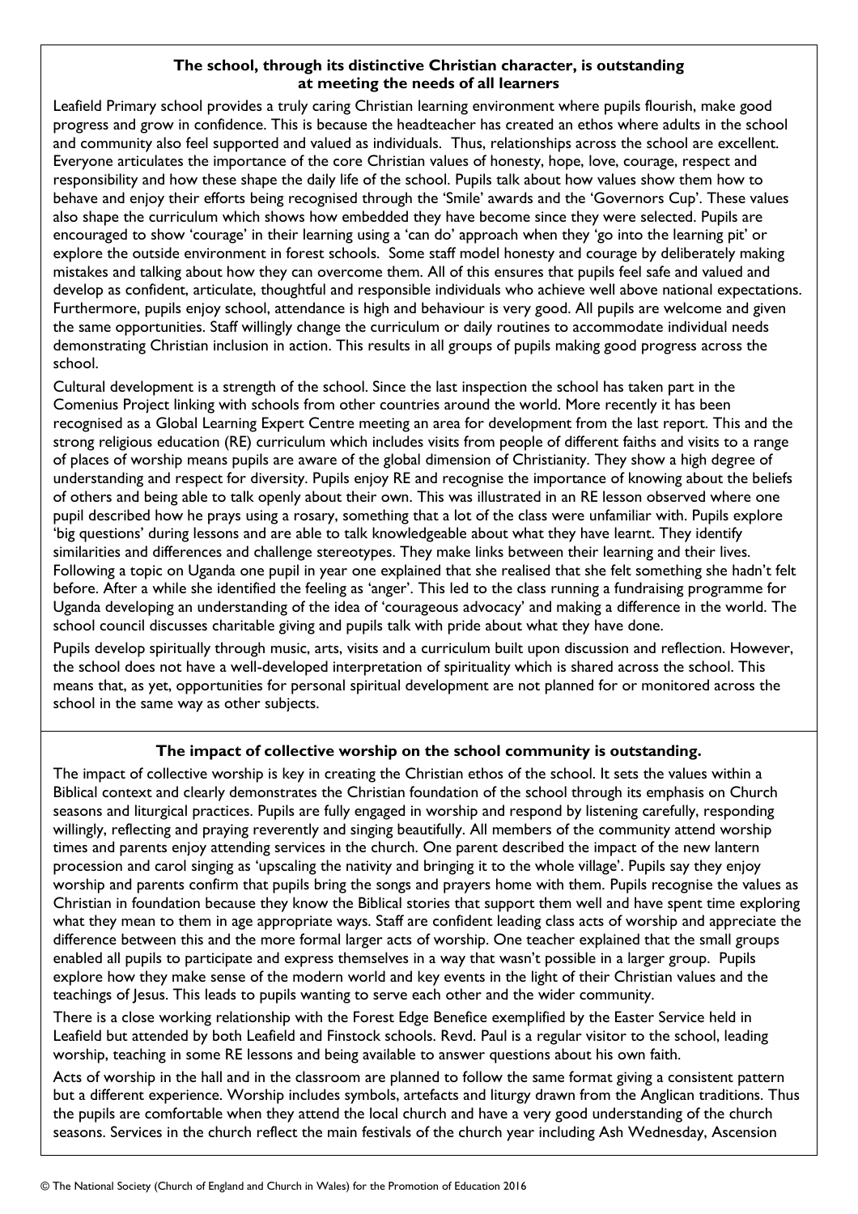**The school, through its distinctive Christian character, is outstanding at meeting the needs of all learners**

Leafield Primary school provides a truly caring Christian learning environment where pupils flourish, make good progress and grow in confidence. This is because the headteacher has created an ethos where adults in the school and community also feel supported and valued as individuals. Thus, relationships across the school are excellent. Everyone articulates the importance of the core Christian values of honesty, hope, love, courage, respect and responsibility and how these shape the daily life of the school. Pupils talk about how values show them how to behave and enjoy their efforts being recognised through the 'Smile' awards and the 'Governors Cup'. These values also shape the curriculum which shows how embedded they have become since they were selected. Pupils are encouraged to show 'courage' in their learning using a 'can do' approach when they 'go into the learning pit' or explore the outside environment in forest schools. Some staff model honesty and courage by deliberately making mistakes and talking about how they can overcome them. All of this ensures that pupils feel safe and valued and develop as confident, articulate, thoughtful and responsible individuals who achieve well above national expectations. Furthermore, pupils enjoy school, attendance is high and behaviour is very good. All pupils are welcome and given the same opportunities. Staff willingly change the curriculum or daily routines to accommodate individual needs demonstrating Christian inclusion in action. This results in all groups of pupils making good progress across the school.

Cultural development is a strength of the school. Since the last inspection the school has taken part in the Comenius Project linking with schools from other countries around the world. More recently it has been recognised as a Global Learning Expert Centre meeting an area for development from the last report. This and the strong religious education (RE) curriculum which includes visits from people of different faiths and visits to a range of places of worship means pupils are aware of the global dimension of Christianity. They show a high degree of understanding and respect for diversity. Pupils enjoy RE and recognise the importance of knowing about the beliefs of others and being able to talk openly about their own. This was illustrated in an RE lesson observed where one pupil described how he prays using a rosary, something that a lot of the class were unfamiliar with. Pupils explore 'big questions' during lessons and are able to talk knowledgeable about what they have learnt. They identify similarities and differences and challenge stereotypes. They make links between their learning and their lives. Following a topic on Uganda one pupil in year one explained that she realised that she felt something she hadn't felt before. After a while she identified the feeling as 'anger'. This led to the class running a fundraising programme for Uganda developing an understanding of the idea of 'courageous advocacy' and making a difference in the world. The school council discusses charitable giving and pupils talk with pride about what they have done.

Pupils develop spiritually through music, arts, visits and a curriculum built upon discussion and reflection. However, the school does not have a well-developed interpretation of spirituality which is shared across the school. This means that, as yet, opportunities for personal spiritual development are not planned for or monitored across the school in the same way as other subjects.

**The impact of collective worship on the school community is outstanding.**

The impact of collective worship is key in creating the Christian ethos of the school. It sets the values within a Biblical context and clearly demonstrates the Christian foundation of the school through its emphasis on Church seasons and liturgical practices. Pupils are fully engaged in worship and respond by listening carefully, responding willingly, reflecting and praying reverently and singing beautifully. All members of the community attend worship times and parents enjoy attending services in the church. One parent described the impact of the new lantern procession and carol singing as 'upscaling the nativity and bringing it to the whole village'. Pupils say they enjoy worship and parents confirm that pupils bring the songs and prayers home with them. Pupils recognise the values as Christian in foundation because they know the Biblical stories that support them well and have spent time exploring what they mean to them in age appropriate ways. Staff are confident leading class acts of worship and appreciate the difference between this and the more formal larger acts of worship. One teacher explained that the small groups enabled all pupils to participate and express themselves in a way that wasn't possible in a larger group. Pupils explore how they make sense of the modern world and key events in the light of their Christian values and the teachings of Jesus. This leads to pupils wanting to serve each other and the wider community.

There is a close working relationship with the Forest Edge Benefice exemplified by the Easter Service held in Leafield but attended by both Leafield and Finstock schools. Revd. Paul is a regular visitor to the school, leading worship, teaching in some RE lessons and being available to answer questions about his own faith.

Acts of worship in the hall and in the classroom are planned to follow the same format giving a consistent pattern but a different experience. Worship includes symbols, artefacts and liturgy drawn from the Anglican traditions. Thus the pupils are comfortable when they attend the local church and have a very good understanding of the church seasons. Services in the church reflect the main festivals of the church year including Ash Wednesday, Ascension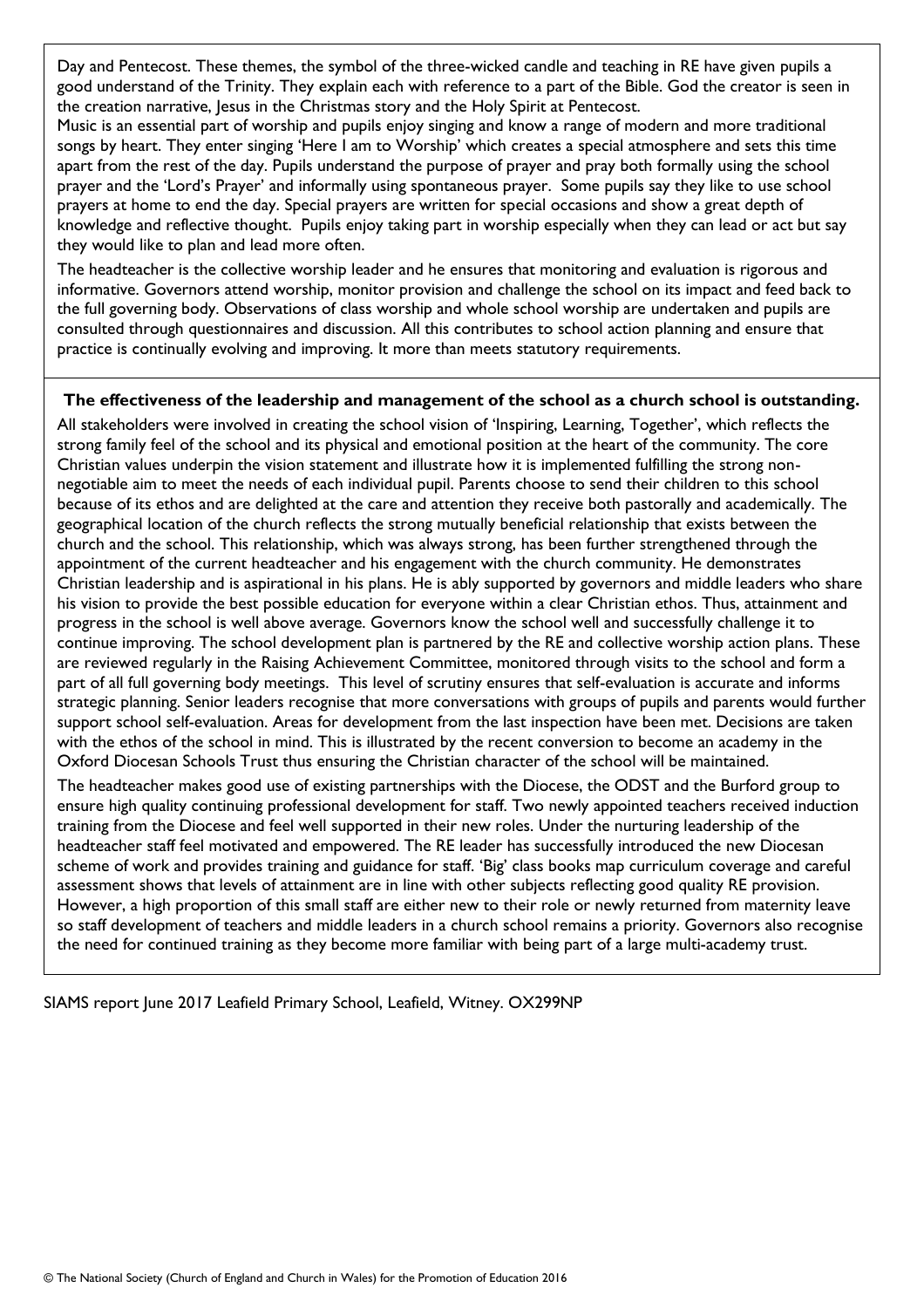Day and Pentecost. These themes, the symbol of the three-wicked candle and teaching in RE have given pupils a good understand of the Trinity. They explain each with reference to a part of the Bible. God the creator is seen in the creation narrative, Jesus in the Christmas story and the Holy Spirit at Pentecost.
Music is an essential part of worship and pupils enjoy singing and know a range of modern and more traditional songs by heart. They enter singing 'Here I am to Worship' which creates a special atmosphere and sets this time apart from the rest of the day. Pupils understand the purpose of prayer and pray both formally using the school prayer and the 'Lord's Prayer' and informally using spontaneous prayer. Some pupils say they like to use school prayers at home to end the day. Special prayers are written for special occasions and show a great depth of knowledge and reflective thought. Pupils enjoy taking part in worship especially when they can lead or act but say they would like to plan and lead more often.

The headteacher is the collective worship leader and he ensures that monitoring and evaluation is rigorous and informative. Governors attend worship, monitor provision and challenge the school on its impact and feed back to the full governing body. Observations of class worship and whole school worship are undertaken and pupils are consulted through questionnaires and discussion. All this contributes to school action planning and ensure that practice is continually evolving and improving. It more than meets statutory requirements.

**The effectiveness of the leadership and management of the school as a church school is outstanding.**

All stakeholders were involved in creating the school vision of 'Inspiring, Learning, Together', which reflects the strong family feel of the school and its physical and emotional position at the heart of the community. The core Christian values underpin the vision statement and illustrate how it is implemented fulfilling the strong non-negotiable aim to meet the needs of each individual pupil. Parents choose to send their children to this school because of its ethos and are delighted at the care and attention they receive both pastorally and academically. The geographical location of the church reflects the strong mutually beneficial relationship that exists between the church and the school. This relationship, which was always strong, has been further strengthened through the appointment of the current headteacher and his engagement with the church community. He demonstrates Christian leadership and is aspirational in his plans. He is ably supported by governors and middle leaders who share his vision to provide the best possible education for everyone within a clear Christian ethos. Thus, attainment and progress in the school is well above average. Governors know the school well and successfully challenge it to continue improving. The school development plan is partnered by the RE and collective worship action plans. These are reviewed regularly in the Raising Achievement Committee, monitored through visits to the school and form a part of all full governing body meetings. This level of scrutiny ensures that self-evaluation is accurate and informs strategic planning. Senior leaders recognise that more conversations with groups of pupils and parents would further support school self-evaluation. Areas for development from the last inspection have been met. Decisions are taken with the ethos of the school in mind. This is illustrated by the recent conversion to become an academy in the Oxford Diocesan Schools Trust thus ensuring the Christian character of the school will be maintained.

The headteacher makes good use of existing partnerships with the Diocese, the ODST and the Burford group to ensure high quality continuing professional development for staff. Two newly appointed teachers received induction training from the Diocese and feel well supported in their new roles. Under the nurturing leadership of the headteacher staff feel motivated and empowered. The RE leader has successfully introduced the new Diocesan scheme of work and provides training and guidance for staff. 'Big' class books map curriculum coverage and careful assessment shows that levels of attainment are in line with other subjects reflecting good quality RE provision. However, a high proportion of this small staff are either new to their role or newly returned from maternity leave so staff development of teachers and middle leaders in a church school remains a priority. Governors also recognise the need for continued training as they become more familiar with being part of a large multi-academy trust.

SIAMS report June 2017 Leafield Primary School, Leafield, Witney. OX299NP

© The National Society (Church of England and Church in Wales) for the Promotion of Education 2016